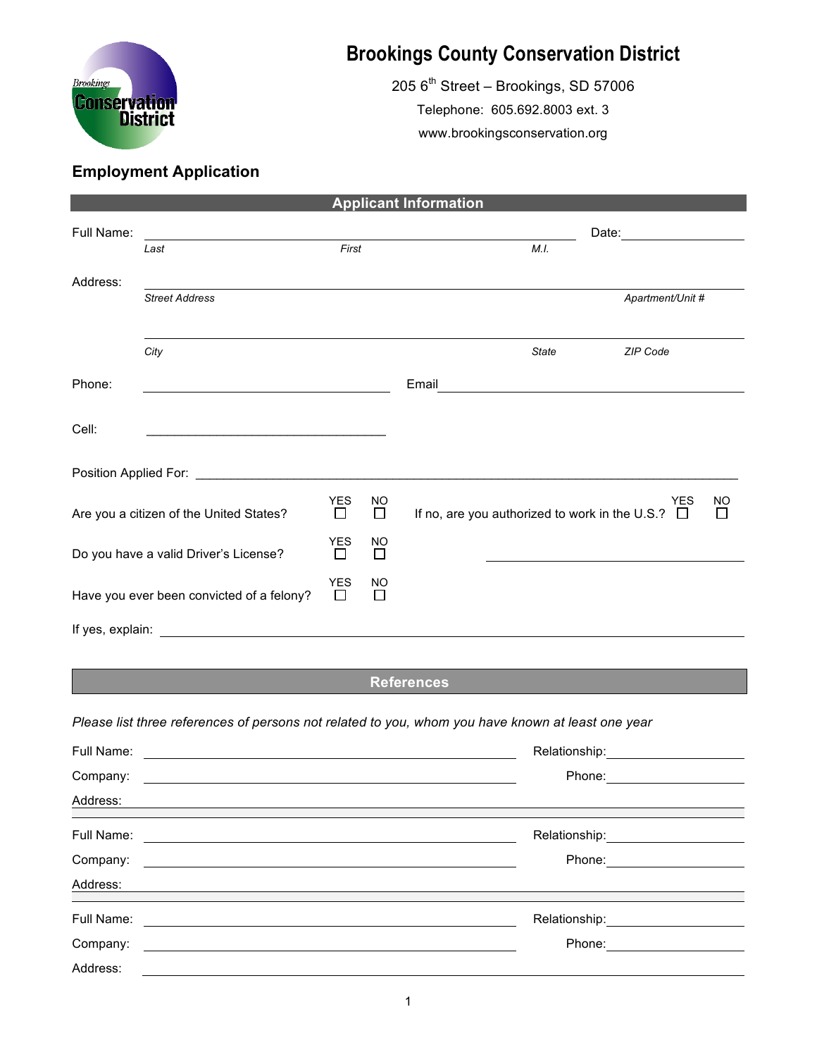# Brookings County Conservation District

205 6th Street – Brookings, SD 57006

Telephone: 605.692.8003 ext. 3

www.brookingsconservation.org

## Employment Application

### Applicant Information

Full Name: ______________________________________________ Date: ______________

*Last* *First* *M.I.*

Address: ______________________________________________________________

*Street Address* *Apartment/Unit #*

______________________________________________________________

*City* *State* *ZIP Code*

Phone: ______________________ Email ______________________________

Cell: ______________________

Position Applied For: ______________________________________________

Are you a citizen of the United States? YES ☐ NO ☐ If no, are you authorized to work in the U.S.? YES ☐ NO ☐

Do you have a valid Driver's License? YES ☐ NO ☐ ______________________

Have you ever been convicted of a felony? YES ☐ NO ☐

If yes, explain: ______________________________________________

### References

*Please list three references of persons not related to you, whom you have known at least one year*

Full Name: ______________________________ Relationship: ______________

Company: ______________________________ Phone: ______________

Address: ______________________________________________

Full Name: ______________________________ Relationship: ______________

Company: ______________________________ Phone: ______________

Address: ______________________________________________

Full Name: ______________________________ Relationship: ______________

Company: ______________________________ Phone: ______________

Address: ______________________________________________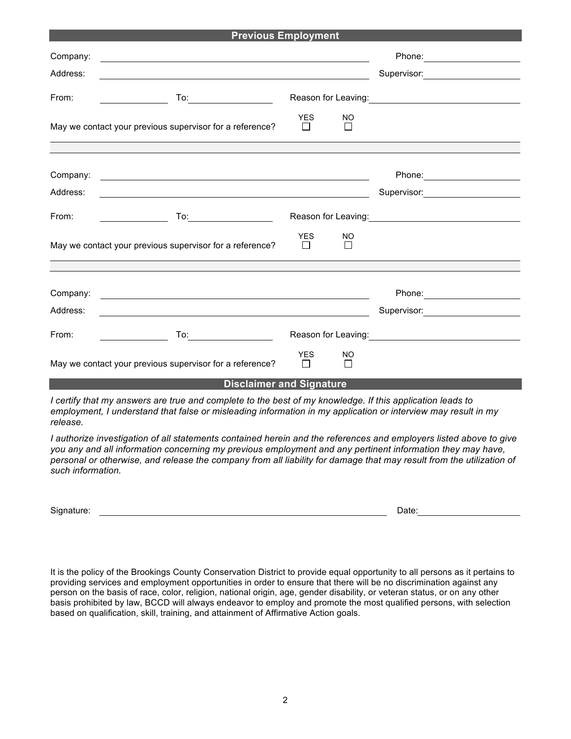## Previous Employment

Company: ______________________________ Phone: ______________

Address: ______________________________ Supervisor: ______________

From: __________ To: __________ Reason for Leaving: ______________

May we contact your previous supervisor for a reference? YES ☐ NO ☐

---

Company: ______________________________ Phone: ______________

Address: ______________________________ Supervisor: ______________

From: __________ To: __________ Reason for Leaving: ______________

May we contact your previous supervisor for a reference? YES ☐ NO ☐

---

Company: ______________________________ Phone: ______________

Address: ______________________________ Supervisor: ______________

From: __________ To: __________ Reason for Leaving: ______________

May we contact your previous supervisor for a reference? YES ☐ NO ☐

## Disclaimer and Signature

*I certify that my answers are true and complete to the best of my knowledge. If this application leads to employment, I understand that false or misleading information in my application or interview may result in my release.*

*I authorize investigation of all statements contained herein and the references and employers listed above to give you any and all information concerning my previous employment and any pertinent information they may have, personal or otherwise, and release the company from all liability for damage that may result from the utilization of such information.*

Signature: ______________________________ Date: ______________

It is the policy of the Brookings County Conservation District to provide equal opportunity to all persons as it pertains to providing services and employment opportunities in order to ensure that there will be no discrimination against any person on the basis of race, color, religion, national origin, age, gender disability, or veteran status, or on any other basis prohibited by law, BCCD will always endeavor to employ and promote the most qualified persons, with selection based on qualification, skill, training, and attainment of Affirmative Action goals.